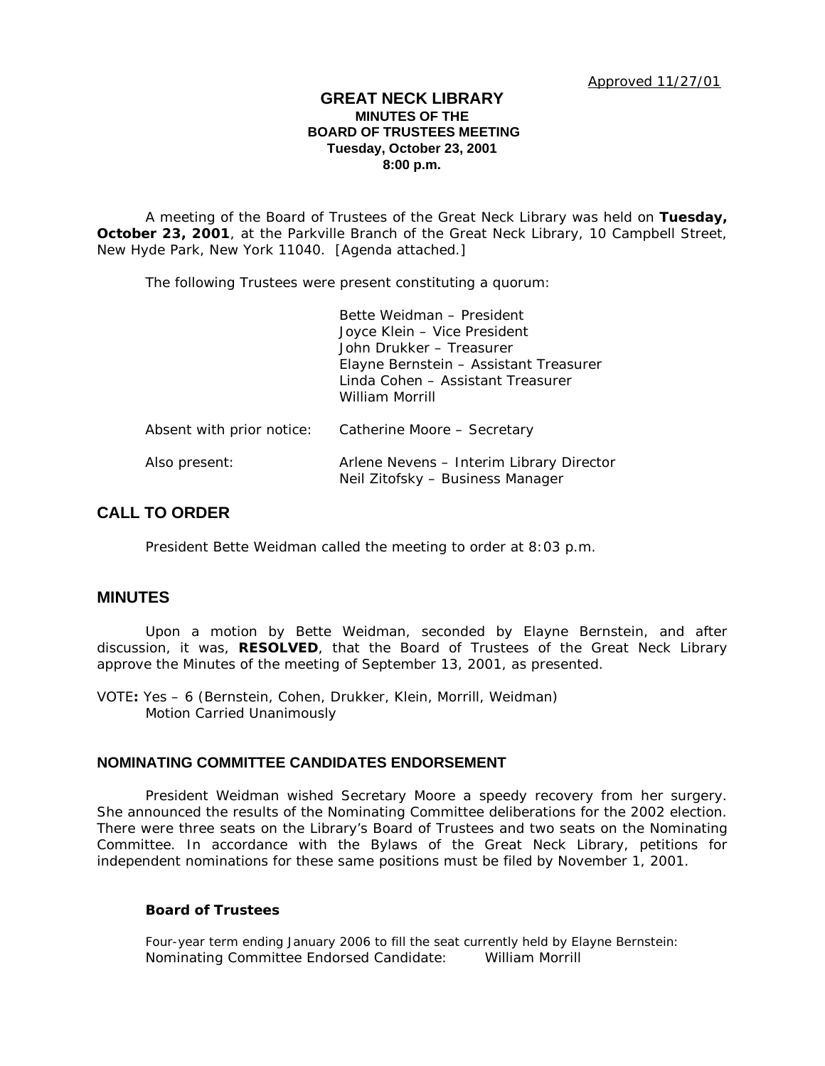Approved 11/27/01

# GREAT NECK LIBRARY

**MINUTES OF THE**
**BOARD OF TRUSTEES MEETING**
**Tuesday, October 23, 2001**
**8:00 p.m.**

A meeting of the Board of Trustees of the Great Neck Library was held on **Tuesday, October 23, 2001**, at the Parkville Branch of the Great Neck Library, 10 Campbell Street, New Hyde Park, New York 11040. [Agenda attached.]

The following Trustees were present constituting a quorum:

Bette Weidman – President
Joyce Klein – Vice President
John Drukker – Treasurer
Elayne Bernstein – Assistant Treasurer
Linda Cohen – Assistant Treasurer
William Morrill

Absent with prior notice: Catherine Moore – Secretary

Also present: Arlene Nevens – Interim Library Director
Neil Zitofsky – Business Manager

## CALL TO ORDER

President Bette Weidman called the meeting to order at 8:03 p.m.

## MINUTES

Upon a motion by Bette Weidman, seconded by Elayne Bernstein, and after discussion, it was, **RESOLVED**, that the Board of Trustees of the Great Neck Library approve the Minutes of the meeting of September 13, 2001, as presented.

VOTE**:** Yes – 6 (Bernstein, Cohen, Drukker, Klein, Morrill, Weidman)
Motion Carried Unanimously

### NOMINATING COMMITTEE CANDIDATES ENDORSEMENT

President Weidman wished Secretary Moore a speedy recovery from her surgery. She announced the results of the Nominating Committee deliberations for the 2002 election. There were three seats on the Library's Board of Trustees and two seats on the Nominating Committee. In accordance with the Bylaws of the Great Neck Library, petitions for independent nominations for these same positions must be filed by November 1, 2001.

**Board of Trustees**

Four-year term ending January 2006 to fill the seat currently held by Elayne Bernstein:
Nominating Committee Endorsed Candidate: William Morrill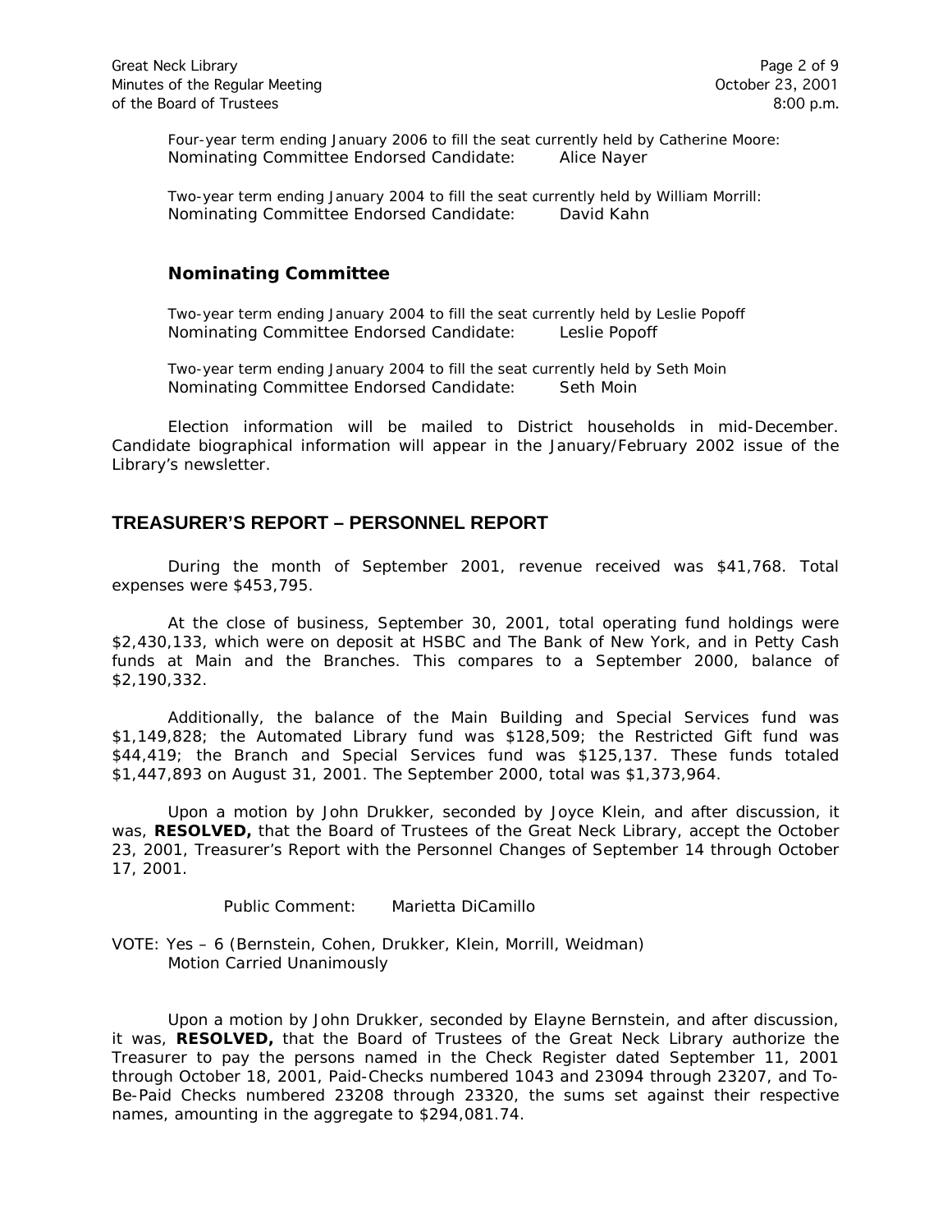Four-year term ending January 2006 to fill the seat currently held by Catherine Moore:
Nominating Committee Endorsed Candidate: Alice Nayer

Two-year term ending January 2004 to fill the seat currently held by William Morrill:
Nominating Committee Endorsed Candidate: David Kahn

### Nominating Committee

Two-year term ending January 2004 to fill the seat currently held by Leslie Popoff
Nominating Committee Endorsed Candidate: Leslie Popoff

Two-year term ending January 2004 to fill the seat currently held by Seth Moin
Nominating Committee Endorsed Candidate: Seth Moin

Election information will be mailed to District households in mid-December. Candidate biographical information will appear in the January/February 2002 issue of the Library's newsletter.

## TREASURER'S REPORT – PERSONNEL REPORT

During the month of September 2001, revenue received was $41,768. Total expenses were $453,795.

At the close of business, September 30, 2001, total operating fund holdings were $2,430,133, which were on deposit at HSBC and The Bank of New York, and in Petty Cash funds at Main and the Branches. This compares to a September 2000, balance of $2,190,332.

Additionally, the balance of the Main Building and Special Services fund was $1,149,828; the Automated Library fund was $128,509; the Restricted Gift fund was $44,419; the Branch and Special Services fund was $125,137. These funds totaled $1,447,893 on August 31, 2001. The September 2000, total was $1,373,964.

Upon a motion by John Drukker, seconded by Joyce Klein, and after discussion, it was, **RESOLVED,** that the Board of Trustees of the Great Neck Library, accept the October 23, 2001, Treasurer's Report with the Personnel Changes of September 14 through October 17, 2001.

Public Comment: Marietta DiCamillo

VOTE: Yes – 6 (Bernstein, Cohen, Drukker, Klein, Morrill, Weidman)
Motion Carried Unanimously

Upon a motion by John Drukker, seconded by Elayne Bernstein, and after discussion, it was, **RESOLVED,** that the Board of Trustees of the Great Neck Library authorize the Treasurer to pay the persons named in the Check Register dated September 11, 2001 through October 18, 2001, Paid-Checks numbered 1043 and 23094 through 23207, and To-Be-Paid Checks numbered 23208 through 23320, the sums set against their respective names, amounting in the aggregate to $294,081.74.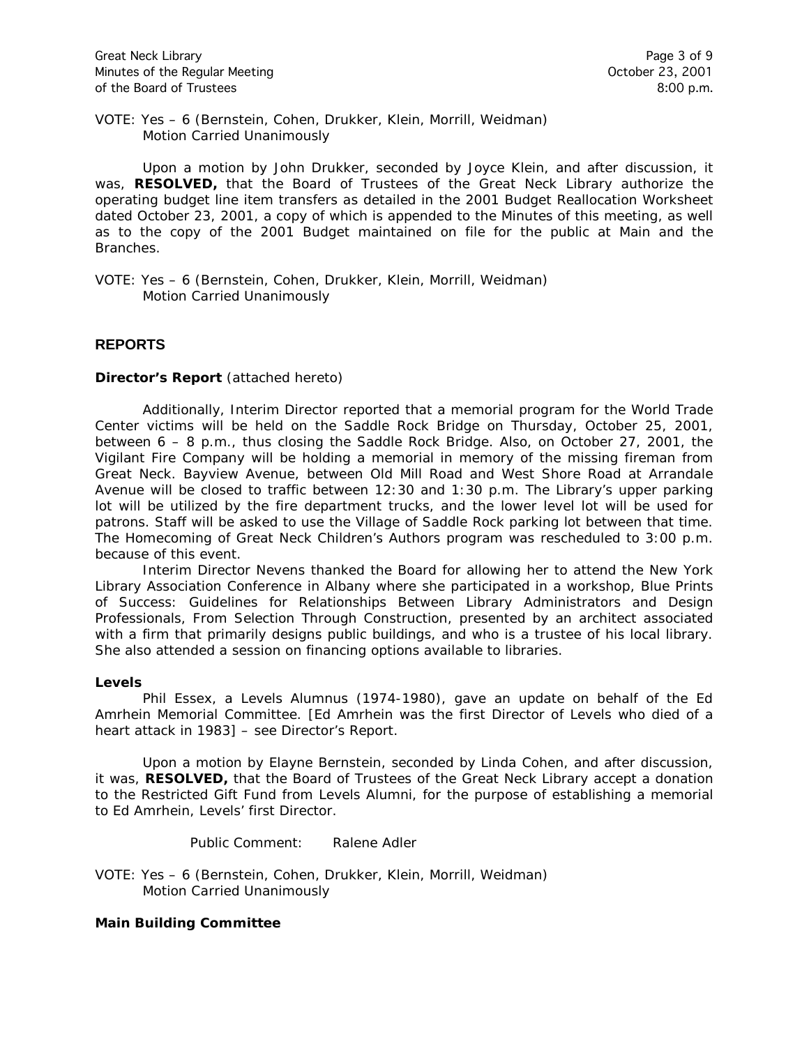VOTE: Yes – 6 (Bernstein, Cohen, Drukker, Klein, Morrill, Weidman)
Motion Carried Unanimously

Upon a motion by John Drukker, seconded by Joyce Klein, and after discussion, it was, **RESOLVED,** that the Board of Trustees of the Great Neck Library authorize the operating budget line item transfers as detailed in the 2001 Budget Reallocation Worksheet dated October 23, 2001, a copy of which is appended to the Minutes of this meeting, as well as to the copy of the 2001 Budget maintained on file for the public at Main and the Branches.

VOTE: Yes – 6 (Bernstein, Cohen, Drukker, Klein, Morrill, Weidman)
Motion Carried Unanimously

## REPORTS

**Director's Report** (attached hereto)

Additionally, Interim Director reported that a memorial program for the World Trade Center victims will be held on the Saddle Rock Bridge on Thursday, October 25, 2001, between 6 – 8 p.m., thus closing the Saddle Rock Bridge. Also, on October 27, 2001, the Vigilant Fire Company will be holding a memorial in memory of the missing fireman from Great Neck. Bayview Avenue, between Old Mill Road and West Shore Road at Arrandale Avenue will be closed to traffic between 12:30 and 1:30 p.m. The Library's upper parking lot will be utilized by the fire department trucks, and the lower level lot will be used for patrons. Staff will be asked to use the Village of Saddle Rock parking lot between that time. The Homecoming of Great Neck Children's Authors program was rescheduled to 3:00 p.m. because of this event.

Interim Director Nevens thanked the Board for allowing her to attend the New York Library Association Conference in Albany where she participated in a workshop, Blue Prints of Success: Guidelines for Relationships Between Library Administrators and Design Professionals, From Selection Through Construction, presented by an architect associated with a firm that primarily designs public buildings, and who is a trustee of his local library. She also attended a session on financing options available to libraries.

**Levels**

Phil Essex, a Levels Alumnus (1974-1980), gave an update on behalf of the Ed Amrhein Memorial Committee. [Ed Amrhein was the first Director of Levels who died of a heart attack in 1983] – see Director's Report.

Upon a motion by Elayne Bernstein, seconded by Linda Cohen, and after discussion, it was, **RESOLVED,** that the Board of Trustees of the Great Neck Library accept a donation to the Restricted Gift Fund from Levels Alumni, for the purpose of establishing a memorial to Ed Amrhein, Levels' first Director.

Public Comment: Ralene Adler

VOTE: Yes – 6 (Bernstein, Cohen, Drukker, Klein, Morrill, Weidman)
Motion Carried Unanimously

**Main Building Committee**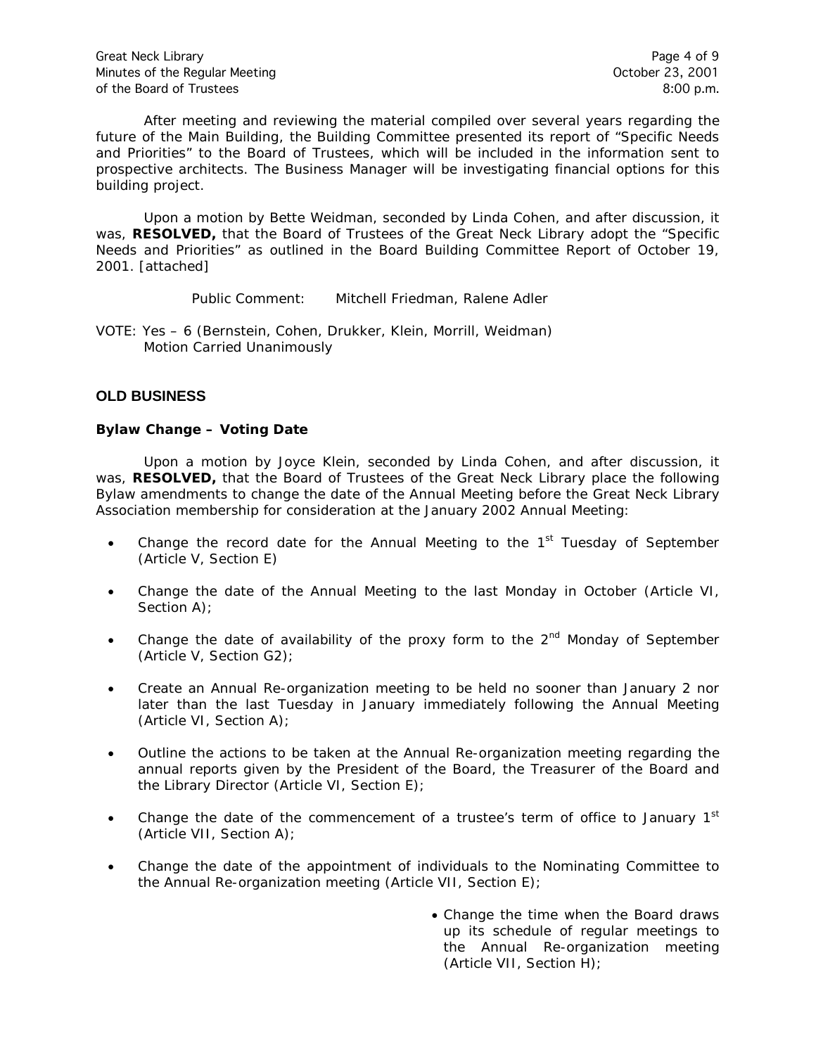After meeting and reviewing the material compiled over several years regarding the future of the Main Building, the Building Committee presented its report of "Specific Needs and Priorities" to the Board of Trustees, which will be included in the information sent to prospective architects. The Business Manager will be investigating financial options for this building project.

Upon a motion by Bette Weidman, seconded by Linda Cohen, and after discussion, it was, **RESOLVED,** that the Board of Trustees of the Great Neck Library adopt the "Specific Needs and Priorities" as outlined in the Board Building Committee Report of October 19, 2001. [attached]

Public Comment: Mitchell Friedman, Ralene Adler

VOTE: Yes – 6 (Bernstein, Cohen, Drukker, Klein, Morrill, Weidman)
Motion Carried Unanimously

## OLD BUSINESS

### Bylaw Change – Voting Date

Upon a motion by Joyce Klein, seconded by Linda Cohen, and after discussion, it was, **RESOLVED,** that the Board of Trustees of the Great Neck Library place the following Bylaw amendments to change the date of the Annual Meeting before the Great Neck Library Association membership for consideration at the January 2002 Annual Meeting:

- Change the record date for the Annual Meeting to the 1st Tuesday of September (Article V, Section E)
- Change the date of the Annual Meeting to the last Monday in October (Article VI, Section A);
- Change the date of availability of the proxy form to the 2nd Monday of September (Article V, Section G2);
- Create an Annual Re-organization meeting to be held no sooner than January 2 nor later than the last Tuesday in January immediately following the Annual Meeting (Article VI, Section A);
- Outline the actions to be taken at the Annual Re-organization meeting regarding the annual reports given by the President of the Board, the Treasurer of the Board and the Library Director (Article VI, Section E);
- Change the date of the commencement of a trustee's term of office to January 1st (Article VII, Section A);
- Change the date of the appointment of individuals to the Nominating Committee to the Annual Re-organization meeting (Article VII, Section E);
- Change the time when the Board draws up its schedule of regular meetings to the Annual Re-organization meeting (Article VII, Section H);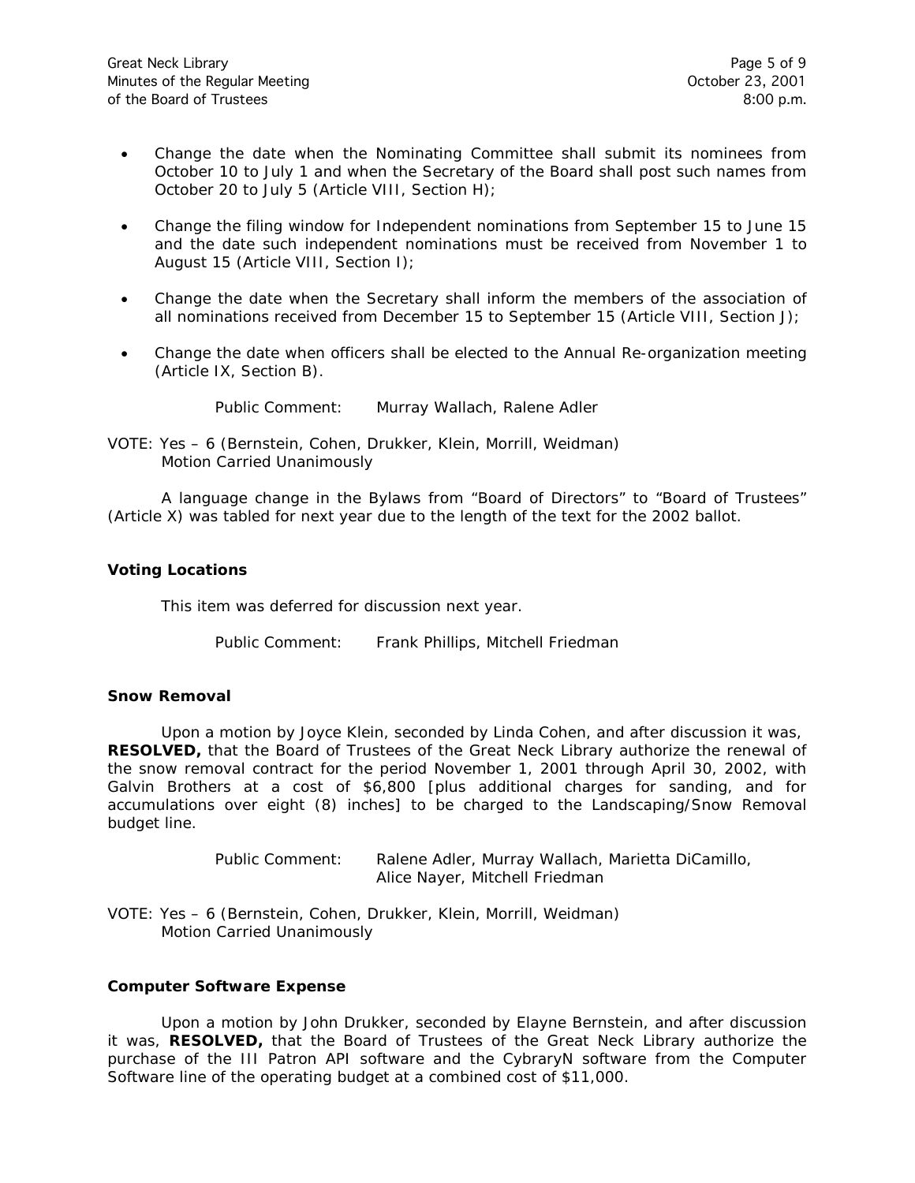- Change the date when the Nominating Committee shall submit its nominees from October 10 to July 1 and when the Secretary of the Board shall post such names from October 20 to July 5 (Article VIII, Section H);

- Change the filing window for Independent nominations from September 15 to June 15 and the date such independent nominations must be received from November 1 to August 15 (Article VIII, Section I);

- Change the date when the Secretary shall inform the members of the association of all nominations received from December 15 to September 15 (Article VIII, Section J);

- Change the date when officers shall be elected to the Annual Re-organization meeting (Article IX, Section B).

Public Comment: Murray Wallach, Ralene Adler

VOTE: Yes – 6 (Bernstein, Cohen, Drukker, Klein, Morrill, Weidman)
Motion Carried Unanimously

A language change in the Bylaws from "Board of Directors" to "Board of Trustees" (Article X) was tabled for next year due to the length of the text for the 2002 ballot.

**Voting Locations**

This item was deferred for discussion next year.

Public Comment: Frank Phillips, Mitchell Friedman

**Snow Removal**

Upon a motion by Joyce Klein, seconded by Linda Cohen, and after discussion it was, **RESOLVED,** that the Board of Trustees of the Great Neck Library authorize the renewal of the snow removal contract for the period November 1, 2001 through April 30, 2002, with Galvin Brothers at a cost of $6,800 [plus additional charges for sanding, and for accumulations over eight (8) inches] to be charged to the Landscaping/Snow Removal budget line.

Public Comment: Ralene Adler, Murray Wallach, Marietta DiCamillo, Alice Nayer, Mitchell Friedman

VOTE: Yes – 6 (Bernstein, Cohen, Drukker, Klein, Morrill, Weidman)
Motion Carried Unanimously

**Computer Software Expense**

Upon a motion by John Drukker, seconded by Elayne Bernstein, and after discussion it was, **RESOLVED,** that the Board of Trustees of the Great Neck Library authorize the purchase of the III Patron API software and the CybraryN software from the Computer Software line of the operating budget at a combined cost of $11,000.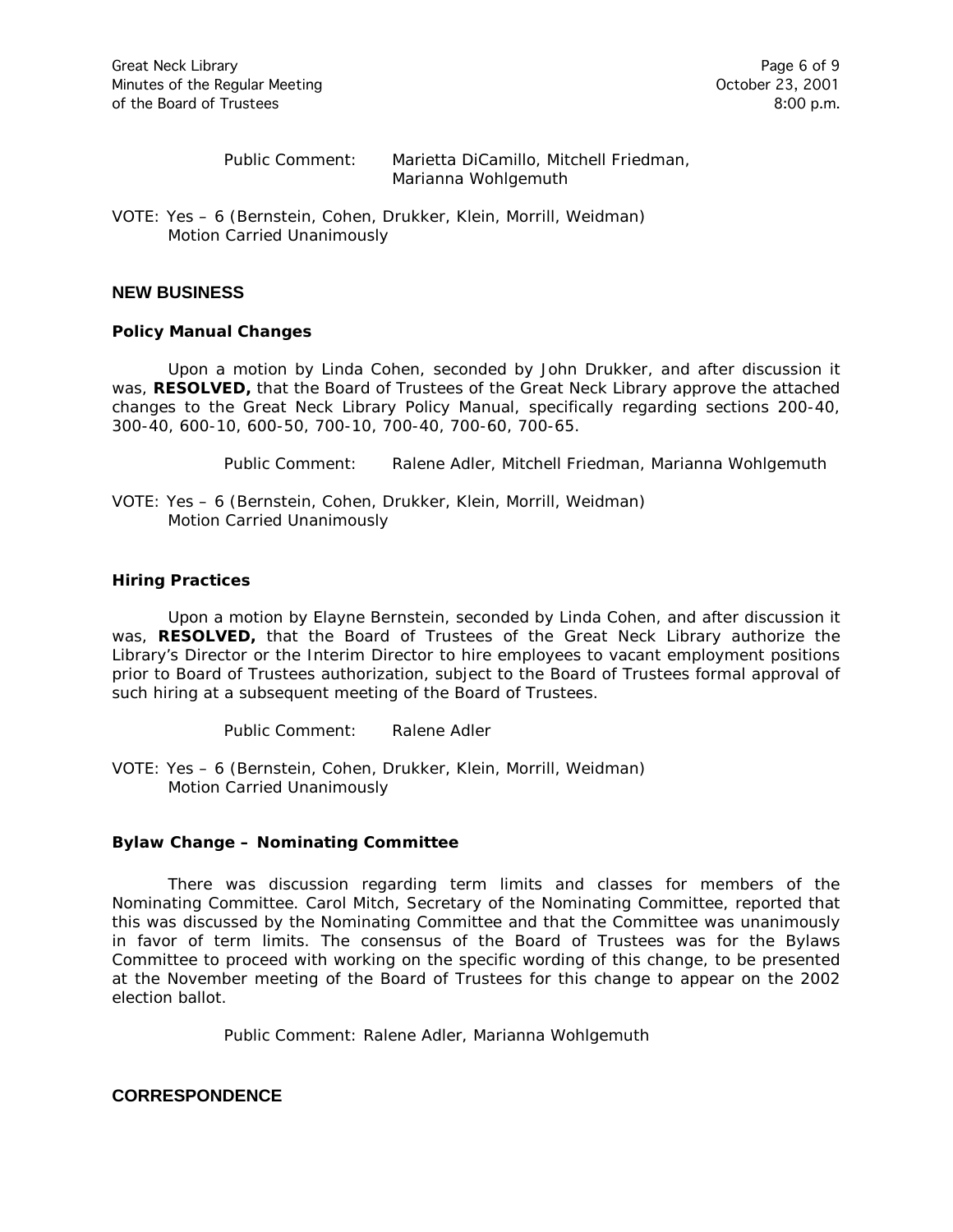Public Comment: Marietta DiCamillo, Mitchell Friedman, Marianna Wohlgemuth

VOTE: Yes – 6 (Bernstein, Cohen, Drukker, Klein, Morrill, Weidman)
Motion Carried Unanimously

## NEW BUSINESS

### Policy Manual Changes

Upon a motion by Linda Cohen, seconded by John Drukker, and after discussion it was, **RESOLVED,** that the Board of Trustees of the Great Neck Library approve the attached changes to the Great Neck Library Policy Manual, specifically regarding sections 200-40, 300-40, 600-10, 600-50, 700-10, 700-40, 700-60, 700-65.

Public Comment: Ralene Adler, Mitchell Friedman, Marianna Wohlgemuth

VOTE: Yes – 6 (Bernstein, Cohen, Drukker, Klein, Morrill, Weidman)
Motion Carried Unanimously

### Hiring Practices

Upon a motion by Elayne Bernstein, seconded by Linda Cohen, and after discussion it was, **RESOLVED,** that the Board of Trustees of the Great Neck Library authorize the Library's Director or the Interim Director to hire employees to vacant employment positions prior to Board of Trustees authorization, subject to the Board of Trustees formal approval of such hiring at a subsequent meeting of the Board of Trustees.

Public Comment: Ralene Adler

VOTE: Yes – 6 (Bernstein, Cohen, Drukker, Klein, Morrill, Weidman)
Motion Carried Unanimously

### Bylaw Change – Nominating Committee

There was discussion regarding term limits and classes for members of the Nominating Committee. Carol Mitch, Secretary of the Nominating Committee, reported that this was discussed by the Nominating Committee and that the Committee was unanimously in favor of term limits. The consensus of the Board of Trustees was for the Bylaws Committee to proceed with working on the specific wording of this change, to be presented at the November meeting of the Board of Trustees for this change to appear on the 2002 election ballot.

Public Comment: Ralene Adler, Marianna Wohlgemuth

## CORRESPONDENCE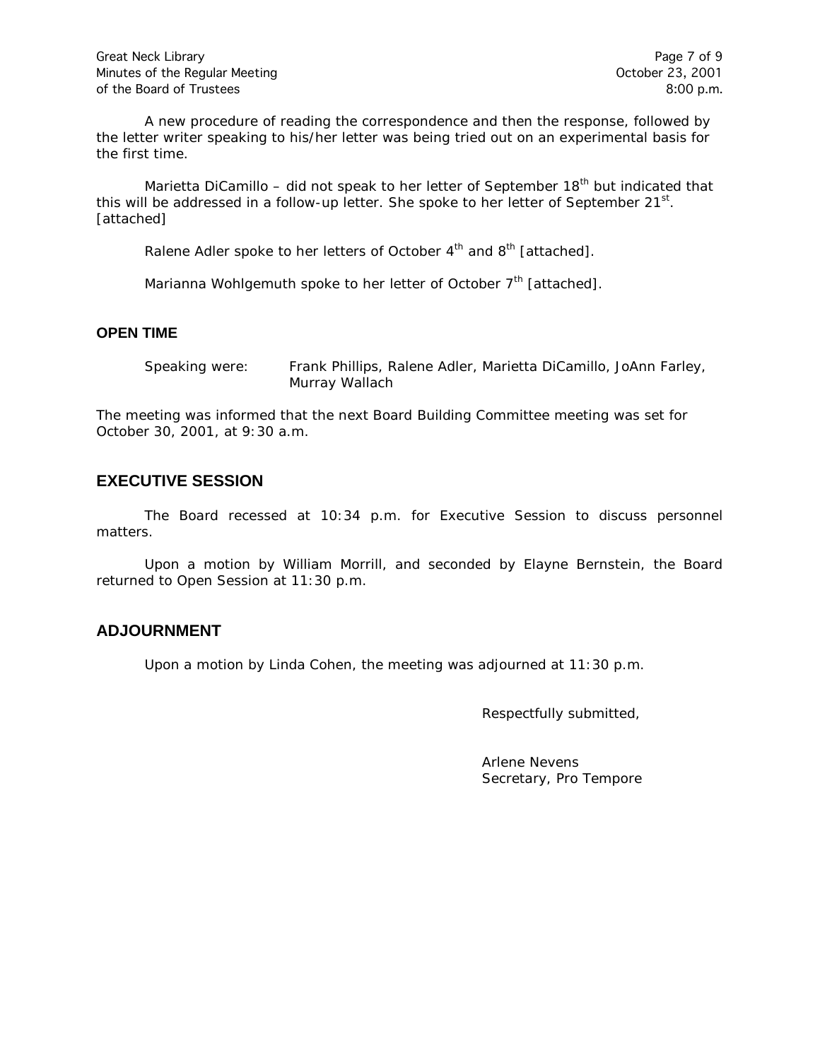A new procedure of reading the correspondence and then the response, followed by the letter writer speaking to his/her letter was being tried out on an experimental basis for the first time.

Marietta DiCamillo – did not speak to her letter of September 18th but indicated that this will be addressed in a follow-up letter. She spoke to her letter of September 21st. [attached]

Ralene Adler spoke to her letters of October 4th and 8th [attached].

Marianna Wohlgemuth spoke to her letter of October 7th [attached].

### OPEN TIME

Speaking were: Frank Phillips, Ralene Adler, Marietta DiCamillo, JoAnn Farley, Murray Wallach

The meeting was informed that the next Board Building Committee meeting was set for October 30, 2001, at 9:30 a.m.

## EXECUTIVE SESSION

The Board recessed at 10:34 p.m. for Executive Session to discuss personnel matters.

Upon a motion by William Morrill, and seconded by Elayne Bernstein, the Board returned to Open Session at 11:30 p.m.

## ADJOURNMENT

Upon a motion by Linda Cohen, the meeting was adjourned at 11:30 p.m.

Respectfully submitted,

Arlene Nevens
Secretary, Pro Tempore